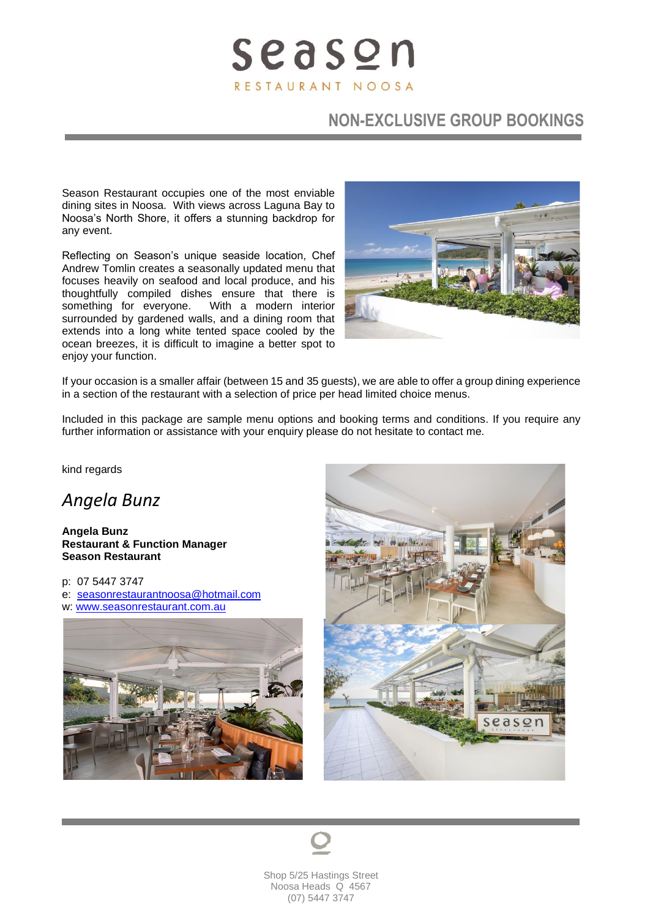# season

RESTAURANT NOOSA

## NON-EXCLUSIVE GROUP BOOKINGS

Season Restaurant occupies one of the most enviable dining sites in Noosa. With views across Laguna Bay to Noosa's North Shore, it offers a stunning backdrop for any event.

Reflecting on Season's unique seaside location, Chef Andrew Tomlin creates a seasonally updated menu that focuses heavily on seafood and local produce, and his thoughtfully compiled dishes ensure that there is something for everyone. With a modern interior surrounded by gardened walls, and a dining room that extends into a long white tented space cooled by the ocean breezes, it is difficult to imagine a better spot to enjoy your function.

If your occasion is a smaller affair (between 15 and 35 guests), we are able to offer a group dining experience in a section of the restaurant with a selection of price per head limited choice menus.

Included in this package are sample menu options and booking terms and conditions. If you require any further information or assistance with your enquiry please do not hesitate to contact me.

kind regards

*Angela Bunz*

**Angela Bunz**
**Restaurant & Function Manager**
**Season Restaurant**

p: 07 5447 3747
e: seasonrestaurantnoosa@hotmail.com
w: www.seasonrestaurant.com.au

Shop 5/25 Hastings Street
Noosa Heads Q 4567
(07) 5447 3747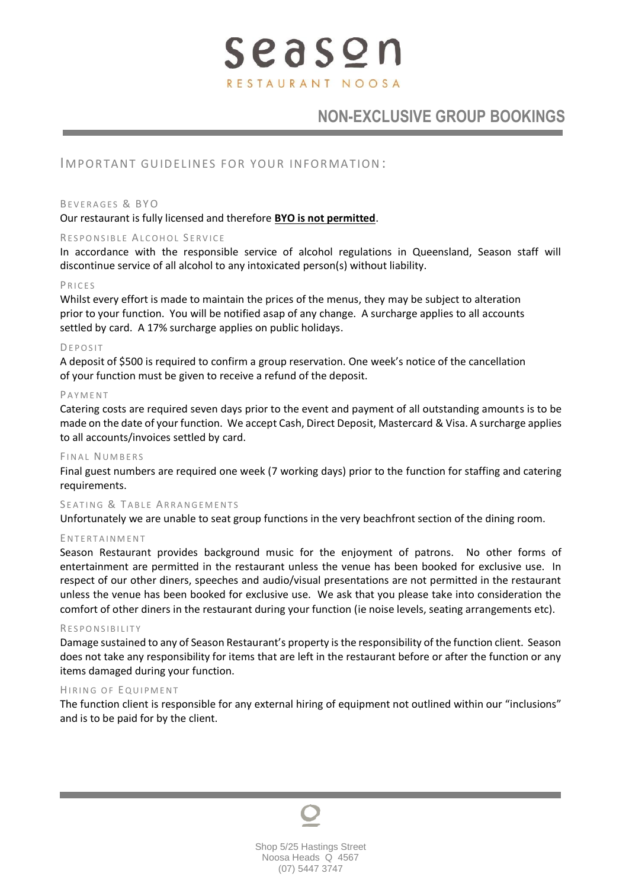# season

RESTAURANT NOOSA

## NON-EXCLUSIVE GROUP BOOKINGS

### IMPORTANT GUIDELINES FOR YOUR INFORMATION:

#### BEVERAGES & BYO

Our restaurant is fully licensed and therefore **BYO is not permitted**.

#### RESPONSIBLE ALCOHOL SERVICE

In accordance with the responsible service of alcohol regulations in Queensland, Season staff will discontinue service of all alcohol to any intoxicated person(s) without liability.

#### PRICES

Whilst every effort is made to maintain the prices of the menus, they may be subject to alteration prior to your function. You will be notified asap of any change. A surcharge applies to all accounts settled by card. A 17% surcharge applies on public holidays.

#### DEPOSIT

A deposit of $500 is required to confirm a group reservation. One week's notice of the cancellation of your function must be given to receive a refund of the deposit.

#### PAYMENT

Catering costs are required seven days prior to the event and payment of all outstanding amounts is to be made on the date of your function. We accept Cash, Direct Deposit, Mastercard & Visa. A surcharge applies to all accounts/invoices settled by card.

#### FINAL NUMBERS

Final guest numbers are required one week (7 working days) prior to the function for staffing and catering requirements.

#### SEATING & TABLE ARRANGEMENTS

Unfortunately we are unable to seat group functions in the very beachfront section of the dining room.

#### ENTERTAINMENT

Season Restaurant provides background music for the enjoyment of patrons. No other forms of entertainment are permitted in the restaurant unless the venue has been booked for exclusive use. In respect of our other diners, speeches and audio/visual presentations are not permitted in the restaurant unless the venue has been booked for exclusive use. We ask that you please take into consideration the comfort of other diners in the restaurant during your function (ie noise levels, seating arrangements etc).

#### RESPONSIBILITY

Damage sustained to any of Season Restaurant's property is the responsibility of the function client. Season does not take any responsibility for items that are left in the restaurant before or after the function or any items damaged during your function.

#### HIRING OF EQUIPMENT

The function client is responsible for any external hiring of equipment not outlined within our "inclusions" and is to be paid for by the client.

Shop 5/25 Hastings Street
Noosa Heads Q 4567
(07) 5447 3747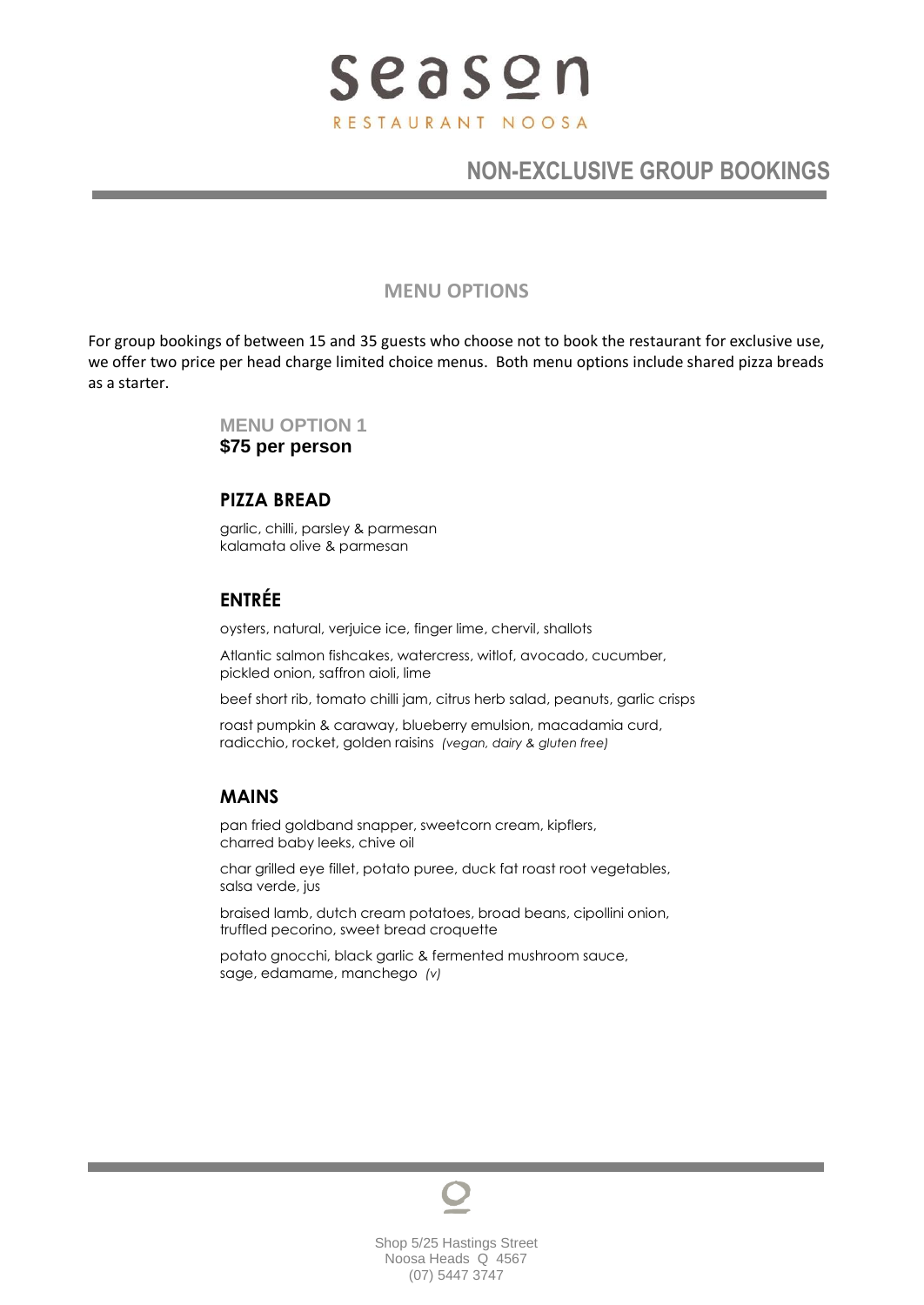# season
RESTAURANT NOOSA

## NON-EXCLUSIVE GROUP BOOKINGS

### MENU OPTIONS

For group bookings of between 15 and 35 guests who choose not to book the restaurant for exclusive use, we offer two price per head charge limited choice menus. Both menu options include shared pizza breads as a starter.

**MENU OPTION 1**
**$75 per person**

### PIZZA BREAD

garlic, chilli, parsley & parmesan
kalamata olive & parmesan

### ENTRÉE

oysters, natural, verjuice ice, finger lime, chervil, shallots

Atlantic salmon fishcakes, watercress, witlof, avocado, cucumber, pickled onion, saffron aioli, lime

beef short rib, tomato chilli jam, citrus herb salad, peanuts, garlic crisps

roast pumpkin & caraway, blueberry emulsion, macadamia curd, radicchio, rocket, golden raisins *(vegan, dairy & gluten free)*

### MAINS

pan fried goldband snapper, sweetcorn cream, kipflers, charred baby leeks, chive oil

char grilled eye fillet, potato puree, duck fat roast root vegetables, salsa verde, jus

braised lamb, dutch cream potatoes, broad beans, cipollini onion, truffled pecorino, sweet bread croquette

potato gnocchi, black garlic & fermented mushroom sauce, sage, edamame, manchego *(v)*

Shop 5/25 Hastings Street
Noosa Heads Q 4567
(07) 5447 3747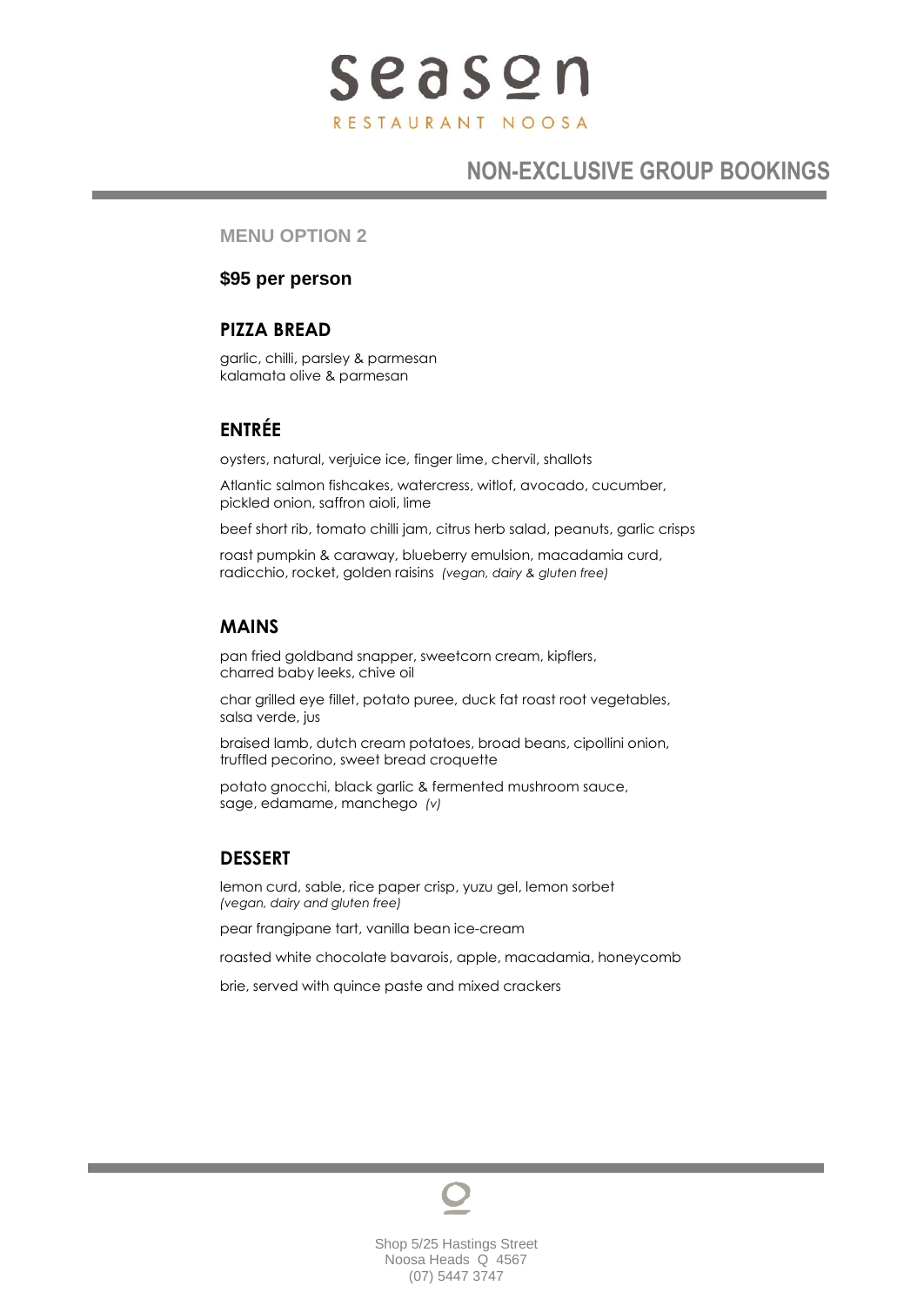# season

RESTAURANT NOOSA

## NON-EXCLUSIVE GROUP BOOKINGS

### MENU OPTION 2

**$95 per person**

### PIZZA BREAD

garlic, chilli, parsley & parmesan
kalamata olive & parmesan

### ENTRÉE

oysters, natural, verjuice ice, finger lime, chervil, shallots

Atlantic salmon fishcakes, watercress, witlof, avocado, cucumber, pickled onion, saffron aioli, lime

beef short rib, tomato chilli jam, citrus herb salad, peanuts, garlic crisps

roast pumpkin & caraway, blueberry emulsion, macadamia curd, radicchio, rocket, golden raisins *(vegan, dairy & gluten free)*

### MAINS

pan fried goldband snapper, sweetcorn cream, kipflers, charred baby leeks, chive oil

char grilled eye fillet, potato puree, duck fat roast root vegetables, salsa verde, jus

braised lamb, dutch cream potatoes, broad beans, cipollini onion, truffled pecorino, sweet bread croquette

potato gnocchi, black garlic & fermented mushroom sauce, sage, edamame, manchego *(v)*

### DESSERT

lemon curd, sable, rice paper crisp, yuzu gel, lemon sorbet
*(vegan, dairy and gluten free)*

pear frangipane tart, vanilla bean ice-cream

roasted white chocolate bavarois, apple, macadamia, honeycomb

brie, served with quince paste and mixed crackers

Shop 5/25 Hastings Street
Noosa Heads Q 4567
(07) 5447 3747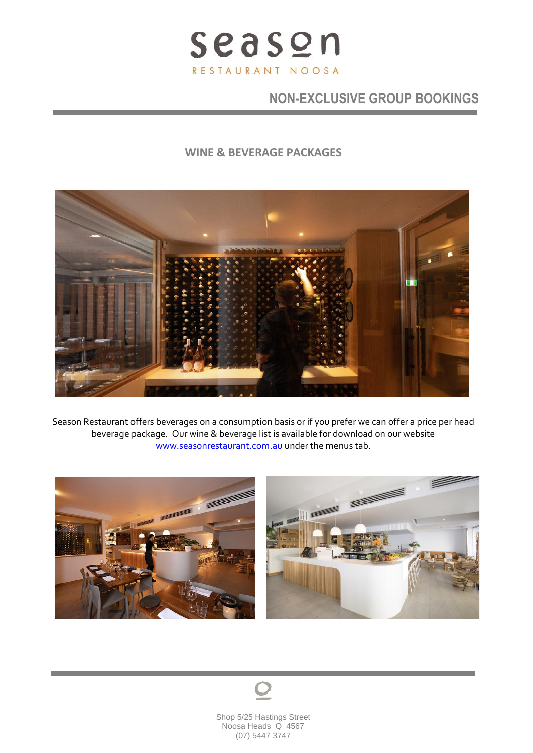# season

RESTAURANT NOOSA

## NON-EXCLUSIVE GROUP BOOKINGS

### WINE & BEVERAGE PACKAGES

Season Restaurant offers beverages on a consumption basis or if you prefer we can offer a price per head beverage package. Our wine & beverage list is available for download on our website [www.seasonrestaurant.com.au](http://www.seasonrestaurant.com.au) under the menus tab.

Shop 5/25 Hastings Street
Noosa Heads Q 4567
(07) 5447 3747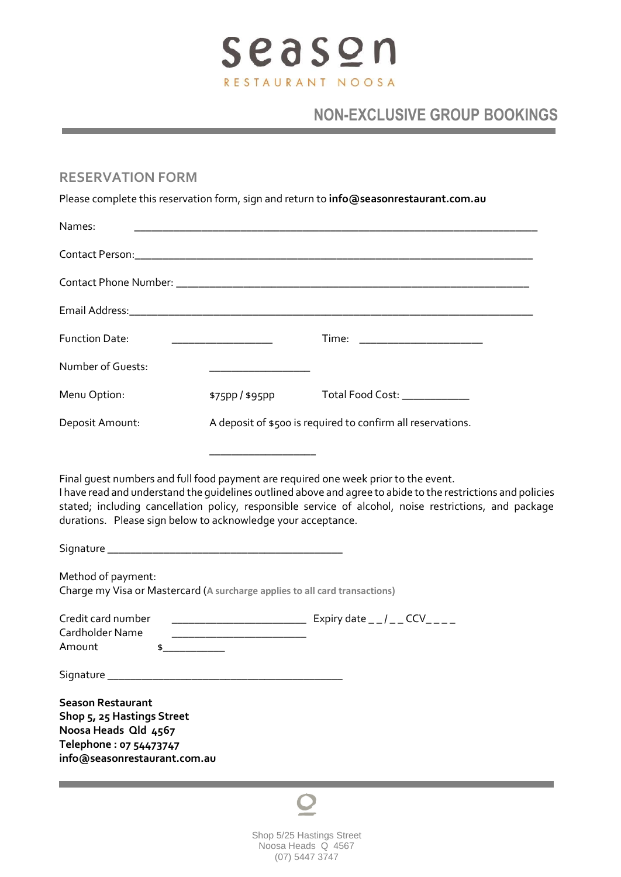# season

RESTAURANT NOOSA

## NON-EXCLUSIVE GROUP BOOKINGS

### RESERVATION FORM

Please complete this reservation form, sign and return to **info@seasonrestaurant.com.au**

Names: ____________________________________________________________________

Contact Person:______________________________________________________________

Contact Phone Number: _______________________________________________________

Email Address:_______________________________________________________________

Function Date: _________________ Time: _____________________

Number of Guests: _________________

Menu Option: $75pp / $95pp Total Food Cost: ___________

Deposit Amount: A deposit of $500 is required to confirm all reservations.

_________________

Final guest numbers and full food payment are required one week prior to the event.
I have read and understand the guidelines outlined above and agree to abide to the restrictions and policies stated; including cancellation policy, responsible service of alcohol, noise restrictions, and package durations. Please sign below to acknowledge your acceptance.

Signature ________________________________________

Method of payment:
Charge my Visa or Mastercard (**A surcharge applies to all card transactions)**

Credit card number _______________________ Expiry date _ _ / _ _ CCV_ _ _ _
Cardholder Name _______________________
Amount $___________

Signature ________________________________________

**Season Restaurant**
**Shop 5, 25 Hastings Street**
**Noosa Heads Qld 4567**
**Telephone : 07 54473747**
**info@seasonrestaurant.com.au**

Shop 5/25 Hastings Street
Noosa Heads Q 4567
(07) 5447 3747